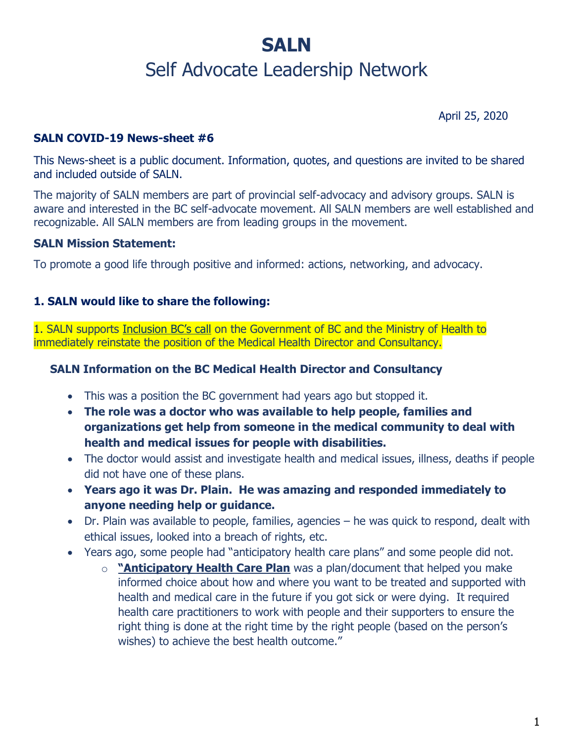# SALN

## Self Advocate Leadership Network

April 25, 2020

**SALN COVID-19 News-sheet #6**

This News-sheet is a public document. Information, quotes, and questions are invited to be shared and included outside of SALN.

The majority of SALN members are part of provincial self-advocacy and advisory groups. SALN is aware and interested in the BC self-advocate movement. All SALN members are well established and recognizable. All SALN members are from leading groups in the movement.

**SALN Mission Statement:**

To promote a good life through positive and informed: actions, networking, and advocacy.

### 1. SALN would like to share the following:

1. SALN supports Inclusion BC's call on the Government of BC and the Ministry of Health to immediately reinstate the position of the Medical Health Director and Consultancy.

**SALN Information on the BC Medical Health Director and Consultancy**

- This was a position the BC government had years ago but stopped it.
- **The role was a doctor who was available to help people, families and organizations get help from someone in the medical community to deal with health and medical issues for people with disabilities.**
- The doctor would assist and investigate health and medical issues, illness, deaths if people did not have one of these plans.
- **Years ago it was Dr. Plain. He was amazing and responded immediately to anyone needing help or guidance.**
- Dr. Plain was available to people, families, agencies – he was quick to respond, dealt with ethical issues, looked into a breach of rights, etc.
- Years ago, some people had "anticipatory health care plans" and some people did not.
    - **"Anticipatory Health Care Plan** was a plan/document that helped you make informed choice about how and where you want to be treated and supported with health and medical care in the future if you got sick or were dying. It required health care practitioners to work with people and their supporters to ensure the right thing is done at the right time by the right people (based on the person's wishes) to achieve the best health outcome."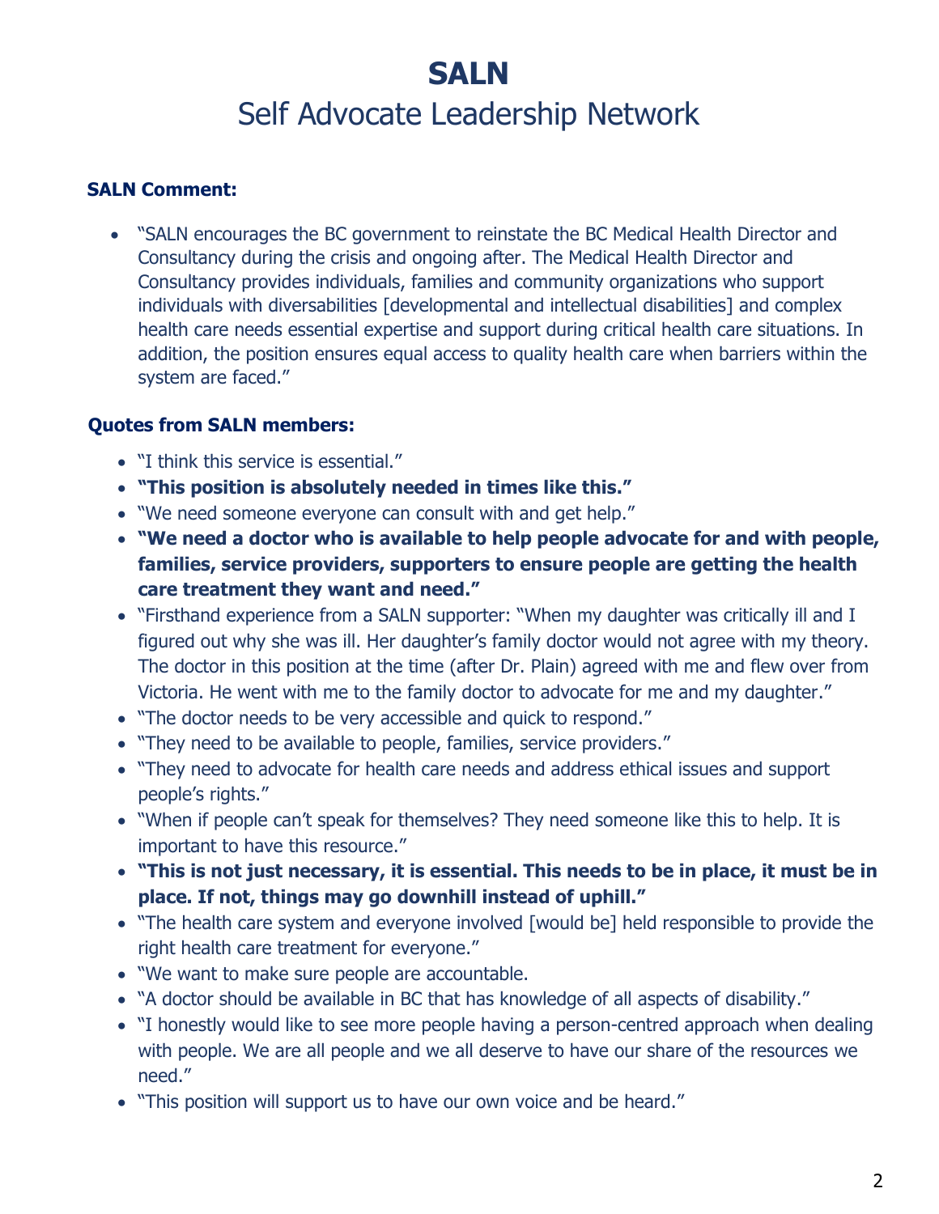# SALN

## Self Advocate Leadership Network

**SALN Comment:**

- "SALN encourages the BC government to reinstate the BC Medical Health Director and Consultancy during the crisis and ongoing after. The Medical Health Director and Consultancy provides individuals, families and community organizations who support individuals with diversabilities [developmental and intellectual disabilities] and complex health care needs essential expertise and support during critical health care situations. In addition, the position ensures equal access to quality health care when barriers within the system are faced."

**Quotes from SALN members:**

- "I think this service is essential."
- **"This position is absolutely needed in times like this."**
- "We need someone everyone can consult with and get help."
- **"We need a doctor who is available to help people advocate for and with people, families, service providers, supporters to ensure people are getting the health care treatment they want and need."**
- "Firsthand experience from a SALN supporter: "When my daughter was critically ill and I figured out why she was ill. Her daughter's family doctor would not agree with my theory. The doctor in this position at the time (after Dr. Plain) agreed with me and flew over from Victoria. He went with me to the family doctor to advocate for me and my daughter."
- "The doctor needs to be very accessible and quick to respond."
- "They need to be available to people, families, service providers."
- "They need to advocate for health care needs and address ethical issues and support people's rights."
- "When if people can't speak for themselves? They need someone like this to help. It is important to have this resource."
- **"This is not just necessary, it is essential. This needs to be in place, it must be in place. If not, things may go downhill instead of uphill."**
- "The health care system and everyone involved [would be] held responsible to provide the right health care treatment for everyone."
- "We want to make sure people are accountable.
- "A doctor should be available in BC that has knowledge of all aspects of disability."
- "I honestly would like to see more people having a person-centred approach when dealing with people. We are all people and we all deserve to have our share of the resources we need."
- "This position will support us to have our own voice and be heard."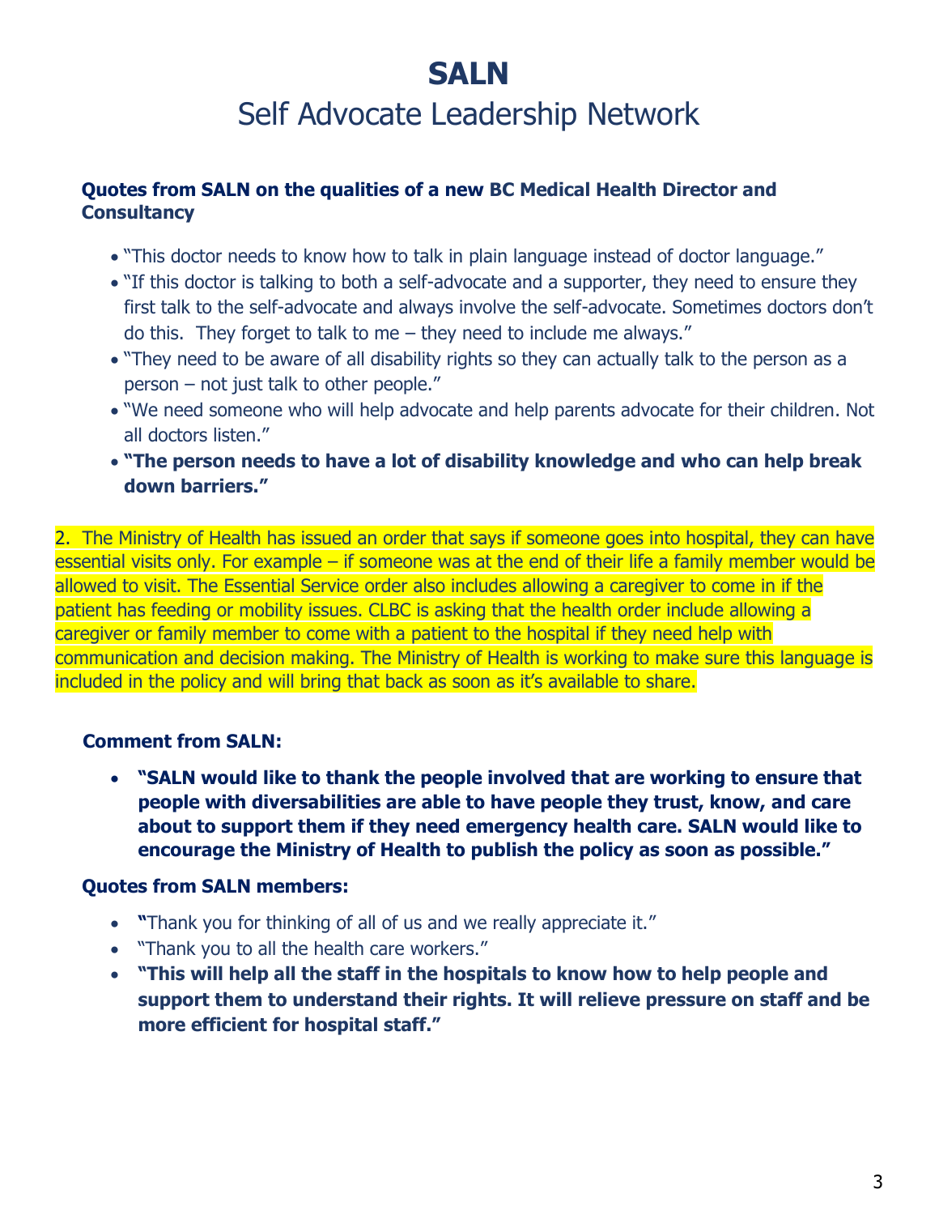# SALN

## Self Advocate Leadership Network

**Quotes from SALN on the qualities of a new BC Medical Health Director and Consultancy**

- "This doctor needs to know how to talk in plain language instead of doctor language."
- "If this doctor is talking to both a self-advocate and a supporter, they need to ensure they first talk to the self-advocate and always involve the self-advocate. Sometimes doctors don't do this. They forget to talk to me – they need to include me always."
- "They need to be aware of all disability rights so they can actually talk to the person as a person – not just talk to other people."
- "We need someone who will help advocate and help parents advocate for their children. Not all doctors listen."
- **"The person needs to have a lot of disability knowledge and who can help break down barriers."**

2. The Ministry of Health has issued an order that says if someone goes into hospital, they can have essential visits only. For example – if someone was at the end of their life a family member would be allowed to visit. The Essential Service order also includes allowing a caregiver to come in if the patient has feeding or mobility issues. CLBC is asking that the health order include allowing a caregiver or family member to come with a patient to the hospital if they need help with communication and decision making. The Ministry of Health is working to make sure this language is included in the policy and will bring that back as soon as it's available to share.

**Comment from SALN:**

- **"SALN would like to thank the people involved that are working to ensure that people with diversabilities are able to have people they trust, know, and care about to support them if they need emergency health care. SALN would like to encourage the Ministry of Health to publish the policy as soon as possible."**

**Quotes from SALN members:**

- "Thank you for thinking of all of us and we really appreciate it."
- "Thank you to all the health care workers."
- **"This will help all the staff in the hospitals to know how to help people and support them to understand their rights. It will relieve pressure on staff and be more efficient for hospital staff."**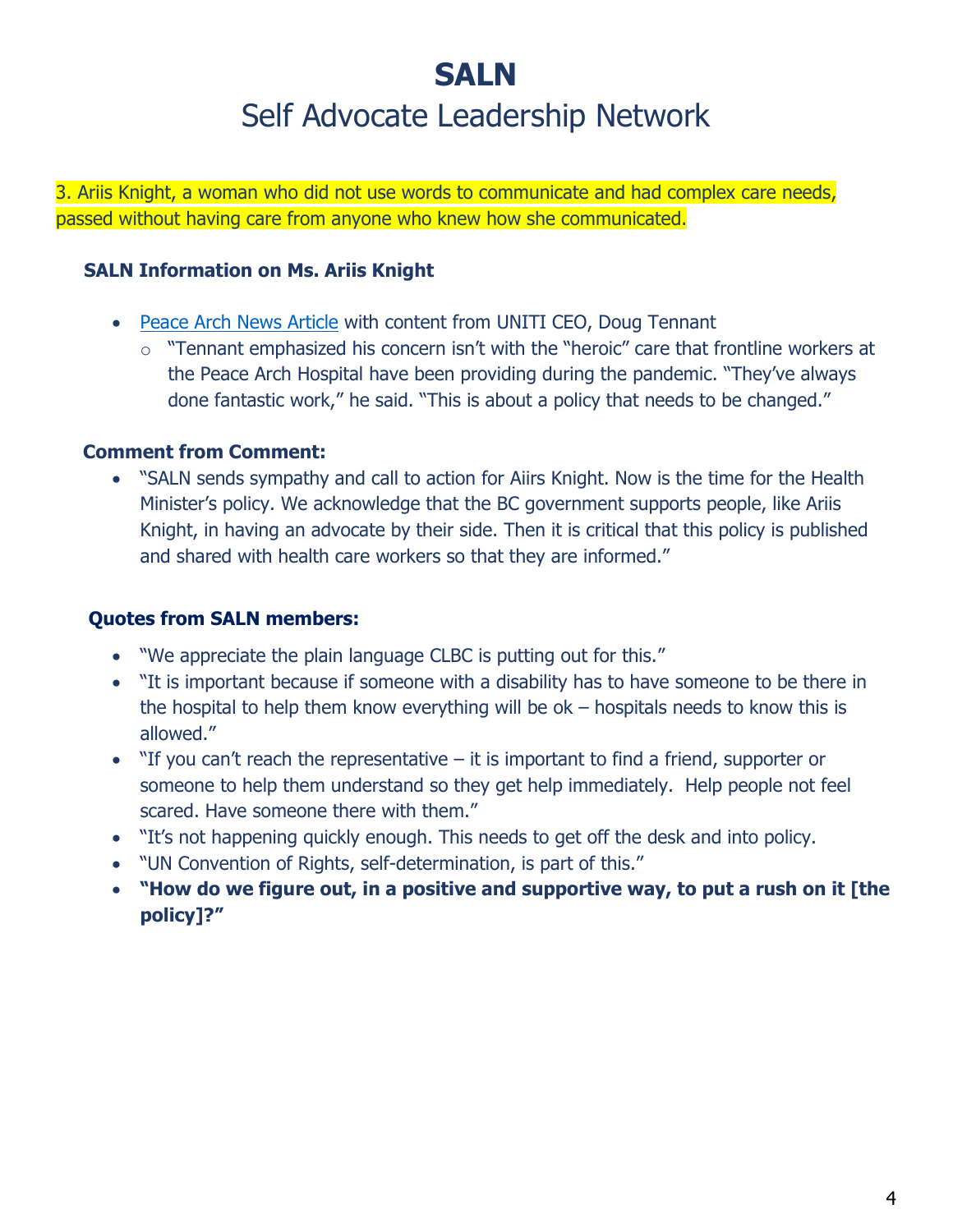# SALN

## Self Advocate Leadership Network

3. Ariis Knight, a woman who did not use words to communicate and had complex care needs, passed without having care from anyone who knew how she communicated.

### SALN Information on Ms. Ariis Knight

- Peace Arch News Article with content from UNITI CEO, Doug Tennant
  - "Tennant emphasized his concern isn't with the "heroic" care that frontline workers at the Peace Arch Hospital have been providing during the pandemic. "They've always done fantastic work," he said. "This is about a policy that needs to be changed."

### Comment from Comment:

- "SALN sends sympathy and call to action for Aiirs Knight. Now is the time for the Health Minister's policy. We acknowledge that the BC government supports people, like Ariis Knight, in having an advocate by their side. Then it is critical that this policy is published and shared with health care workers so that they are informed."

### Quotes from SALN members:

- "We appreciate the plain language CLBC is putting out for this."
- "It is important because if someone with a disability has to have someone to be there in the hospital to help them know everything will be ok – hospitals needs to know this is allowed."
- "If you can't reach the representative – it is important to find a friend, supporter or someone to help them understand so they get help immediately. Help people not feel scared. Have someone there with them."
- "It's not happening quickly enough. This needs to get off the desk and into policy.
- "UN Convention of Rights, self-determination, is part of this."
- **"How do we figure out, in a positive and supportive way, to put a rush on it [the policy]?"**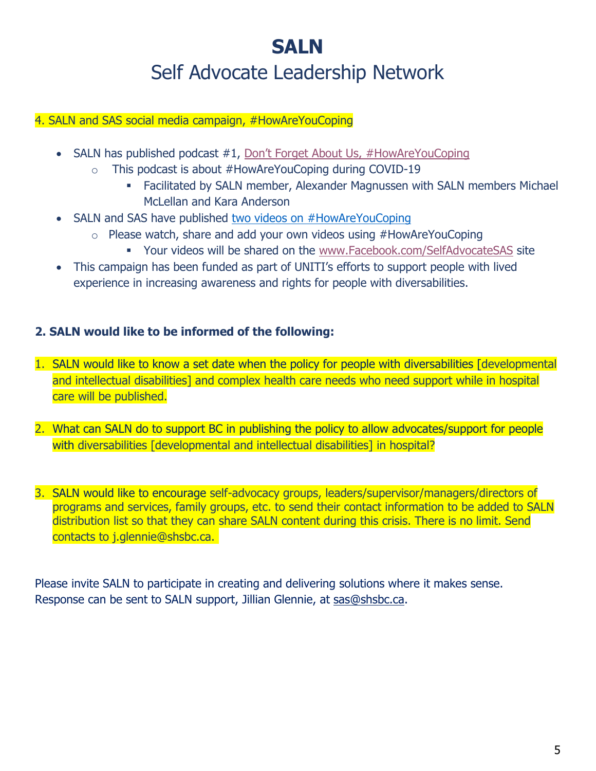# SALN

## Self Advocate Leadership Network

4. SALN and SAS social media campaign, #HowAreYouCoping

- SALN has published podcast #1, Don't Forget About Us, #HowAreYouCoping
  - This podcast is about #HowAreYouCoping during COVID-19
    - Facilitated by SALN member, Alexander Magnussen with SALN members Michael McLellan and Kara Anderson
- SALN and SAS have published two videos on #HowAreYouCoping
  - Please watch, share and add your own videos using #HowAreYouCoping
    - Your videos will be shared on the www.Facebook.com/SelfAdvocateSAS site
- This campaign has been funded as part of UNITI's efforts to support people with lived experience in increasing awareness and rights for people with diversabilities.

**2. SALN would like to be informed of the following:**

1. SALN would like to know a set date when the policy for people with diversabilities [developmental and intellectual disabilities] and complex health care needs who need support while in hospital care will be published.

2. What can SALN do to support BC in publishing the policy to allow advocates/support for people with diversabilities [developmental and intellectual disabilities] in hospital?

3. SALN would like to encourage self-advocacy groups, leaders/supervisor/managers/directors of programs and services, family groups, etc. to send their contact information to be added to SALN distribution list so that they can share SALN content during this crisis. There is no limit. Send contacts to j.glennie@shsbc.ca.

Please invite SALN to participate in creating and delivering solutions where it makes sense.
Response can be sent to SALN support, Jillian Glennie, at sas@shsbc.ca.